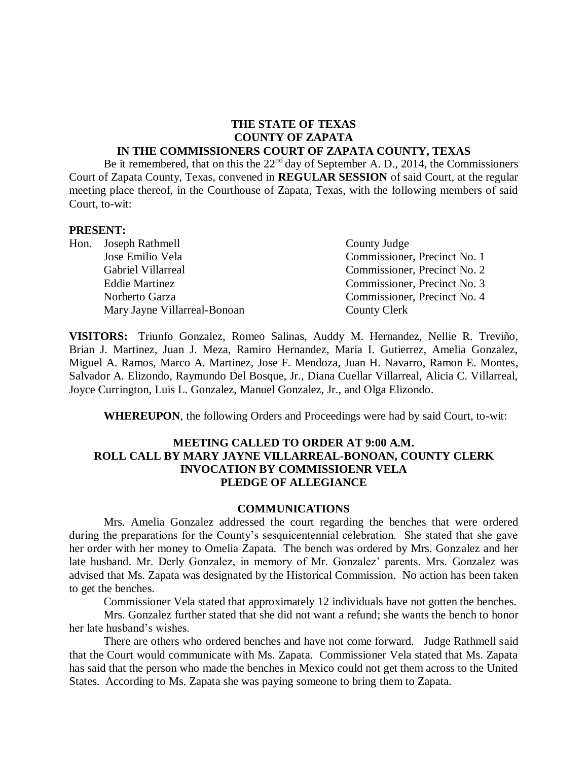**THE STATE OF TEXAS**
**COUNTY OF ZAPATA**
**IN THE COMMISSIONERS COURT OF ZAPATA COUNTY, TEXAS**

Be it remembered, that on this the 22nd day of September A. D., 2014, the Commissioners Court of Zapata County, Texas, convened in **REGULAR SESSION** of said Court, at the regular meeting place thereof, in the Courthouse of Zapata, Texas, with the following members of said Court, to-wit:

**PRESENT:**

| | |
|---|---|
| Hon. Joseph Rathmell | County Judge |
| Jose Emilio Vela | Commissioner, Precinct No. 1 |
| Gabriel Villarreal | Commissioner, Precinct No. 2 |
| Eddie Martinez | Commissioner, Precinct No. 3 |
| Norberto Garza | Commissioner, Precinct No. 4 |
| Mary Jayne Villarreal-Bonoan | County Clerk |

**VISITORS:** Triunfo Gonzalez, Romeo Salinas, Auddy M. Hernandez, Nellie R. Treviño, Brian J. Martinez, Juan J. Meza, Ramiro Hernandez, Maria I. Gutierrez, Amelia Gonzalez, Miguel A. Ramos, Marco A. Martinez, Jose F. Mendoza, Juan H. Navarro, Ramon E. Montes, Salvador A. Elizondo, Raymundo Del Bosque, Jr., Diana Cuellar Villarreal, Alicia C. Villarreal, Joyce Currington, Luis L. Gonzalez, Manuel Gonzalez, Jr., and Olga Elizondo.

**WHEREUPON**, the following Orders and Proceedings were had by said Court, to-wit:

**MEETING CALLED TO ORDER AT 9:00 A.M.**
**ROLL CALL BY MARY JAYNE VILLARREAL-BONOAN, COUNTY CLERK**
**INVOCATION BY COMMISSIOENR VELA**
**PLEDGE OF ALLEGIANCE**

## COMMUNICATIONS

Mrs. Amelia Gonzalez addressed the court regarding the benches that were ordered during the preparations for the County's sesquicentennial celebration. She stated that she gave her order with her money to Omelia Zapata. The bench was ordered by Mrs. Gonzalez and her late husband. Mr. Derly Gonzalez, in memory of Mr. Gonzalez' parents. Mrs. Gonzalez was advised that Ms. Zapata was designated by the Historical Commission. No action has been taken to get the benches.

Commissioner Vela stated that approximately 12 individuals have not gotten the benches.

Mrs. Gonzalez further stated that she did not want a refund; she wants the bench to honor her late husband's wishes.

There are others who ordered benches and have not come forward. Judge Rathmell said that the Court would communicate with Ms. Zapata. Commissioner Vela stated that Ms. Zapata has said that the person who made the benches in Mexico could not get them across to the United States. According to Ms. Zapata she was paying someone to bring them to Zapata.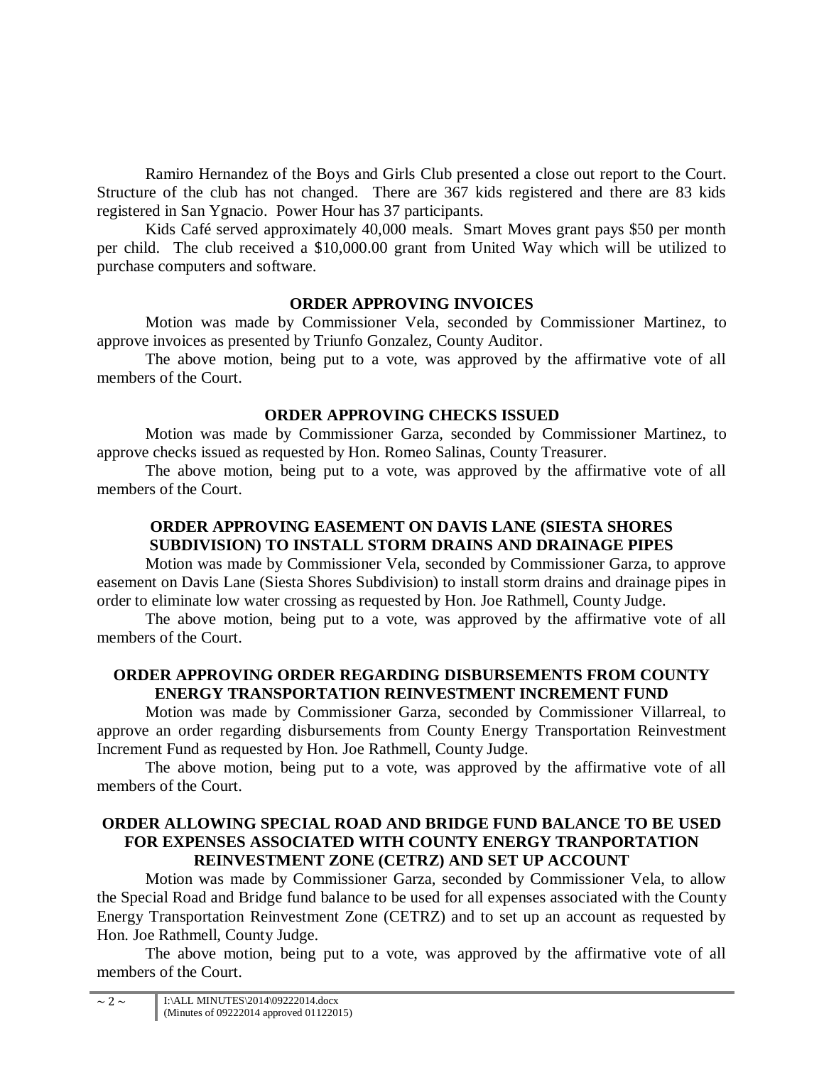Ramiro Hernandez of the Boys and Girls Club presented a close out report to the Court. Structure of the club has not changed. There are 367 kids registered and there are 83 kids registered in San Ygnacio. Power Hour has 37 participants.

Kids Café served approximately 40,000 meals. Smart Moves grant pays $50 per month per child. The club received a $10,000.00 grant from United Way which will be utilized to purchase computers and software.

**ORDER APPROVING INVOICES**

Motion was made by Commissioner Vela, seconded by Commissioner Martinez, to approve invoices as presented by Triunfo Gonzalez, County Auditor.

The above motion, being put to a vote, was approved by the affirmative vote of all members of the Court.

**ORDER APPROVING CHECKS ISSUED**

Motion was made by Commissioner Garza, seconded by Commissioner Martinez, to approve checks issued as requested by Hon. Romeo Salinas, County Treasurer.

The above motion, being put to a vote, was approved by the affirmative vote of all members of the Court.

**ORDER APPROVING EASEMENT ON DAVIS LANE (SIESTA SHORES SUBDIVISION) TO INSTALL STORM DRAINS AND DRAINAGE PIPES**

Motion was made by Commissioner Vela, seconded by Commissioner Garza, to approve easement on Davis Lane (Siesta Shores Subdivision) to install storm drains and drainage pipes in order to eliminate low water crossing as requested by Hon. Joe Rathmell, County Judge.

The above motion, being put to a vote, was approved by the affirmative vote of all members of the Court.

**ORDER APPROVING ORDER REGARDING DISBURSEMENTS FROM COUNTY ENERGY TRANSPORTATION REINVESTMENT INCREMENT FUND**

Motion was made by Commissioner Garza, seconded by Commissioner Villarreal, to approve an order regarding disbursements from County Energy Transportation Reinvestment Increment Fund as requested by Hon. Joe Rathmell, County Judge.

The above motion, being put to a vote, was approved by the affirmative vote of all members of the Court.

**ORDER ALLOWING SPECIAL ROAD AND BRIDGE FUND BALANCE TO BE USED FOR EXPENSES ASSOCIATED WITH COUNTY ENERGY TRANPORTATION REINVESTMENT ZONE (CETRZ) AND SET UP ACCOUNT**

Motion was made by Commissioner Garza, seconded by Commissioner Vela, to allow the Special Road and Bridge fund balance to be used for all expenses associated with the County Energy Transportation Reinvestment Zone (CETRZ) and to set up an account as requested by Hon. Joe Rathmell, County Judge.

The above motion, being put to a vote, was approved by the affirmative vote of all members of the Court.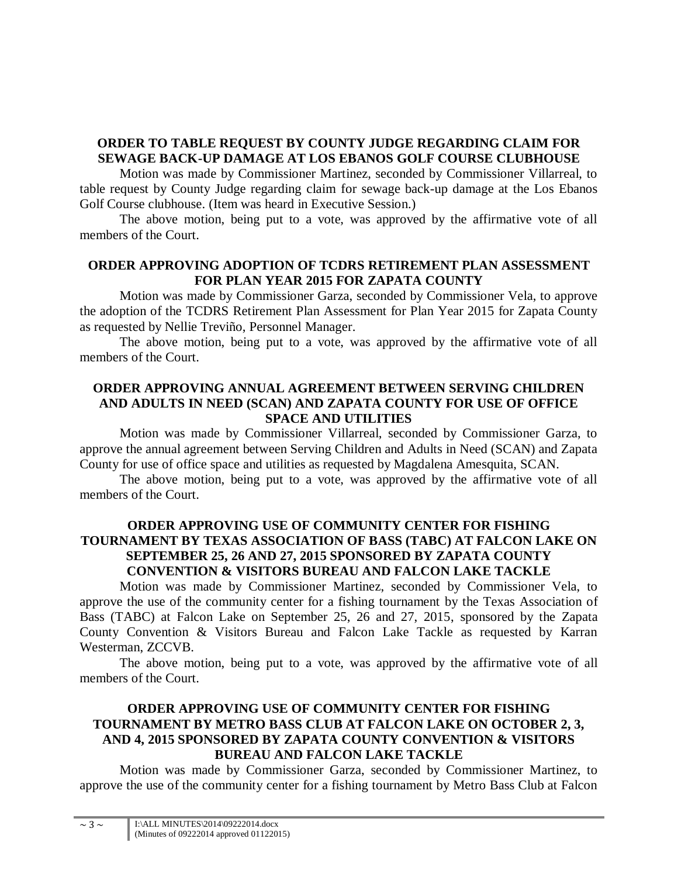**ORDER TO TABLE REQUEST BY COUNTY JUDGE REGARDING CLAIM FOR SEWAGE BACK-UP DAMAGE AT LOS EBANOS GOLF COURSE CLUBHOUSE**

Motion was made by Commissioner Martinez, seconded by Commissioner Villarreal, to table request by County Judge regarding claim for sewage back-up damage at the Los Ebanos Golf Course clubhouse. (Item was heard in Executive Session.)

The above motion, being put to a vote, was approved by the affirmative vote of all members of the Court.

**ORDER APPROVING ADOPTION OF TCDRS RETIREMENT PLAN ASSESSMENT FOR PLAN YEAR 2015 FOR ZAPATA COUNTY**

Motion was made by Commissioner Garza, seconded by Commissioner Vela, to approve the adoption of the TCDRS Retirement Plan Assessment for Plan Year 2015 for Zapata County as requested by Nellie Treviño, Personnel Manager.

The above motion, being put to a vote, was approved by the affirmative vote of all members of the Court.

**ORDER APPROVING ANNUAL AGREEMENT BETWEEN SERVING CHILDREN AND ADULTS IN NEED (SCAN) AND ZAPATA COUNTY FOR USE OF OFFICE SPACE AND UTILITIES**

Motion was made by Commissioner Villarreal, seconded by Commissioner Garza, to approve the annual agreement between Serving Children and Adults in Need (SCAN) and Zapata County for use of office space and utilities as requested by Magdalena Amesquita, SCAN.

The above motion, being put to a vote, was approved by the affirmative vote of all members of the Court.

**ORDER APPROVING USE OF COMMUNITY CENTER FOR FISHING TOURNAMENT BY TEXAS ASSOCIATION OF BASS (TABC) AT FALCON LAKE ON SEPTEMBER 25, 26 AND 27, 2015 SPONSORED BY ZAPATA COUNTY CONVENTION & VISITORS BUREAU AND FALCON LAKE TACKLE**

Motion was made by Commissioner Martinez, seconded by Commissioner Vela, to approve the use of the community center for a fishing tournament by the Texas Association of Bass (TABC) at Falcon Lake on September 25, 26 and 27, 2015, sponsored by the Zapata County Convention & Visitors Bureau and Falcon Lake Tackle as requested by Karran Westerman, ZCCVB.

The above motion, being put to a vote, was approved by the affirmative vote of all members of the Court.

**ORDER APPROVING USE OF COMMUNITY CENTER FOR FISHING TOURNAMENT BY METRO BASS CLUB AT FALCON LAKE ON OCTOBER 2, 3, AND 4, 2015 SPONSORED BY ZAPATA COUNTY CONVENTION & VISITORS BUREAU AND FALCON LAKE TACKLE**

Motion was made by Commissioner Garza, seconded by Commissioner Martinez, to approve the use of the community center for a fishing tournament by Metro Bass Club at Falcon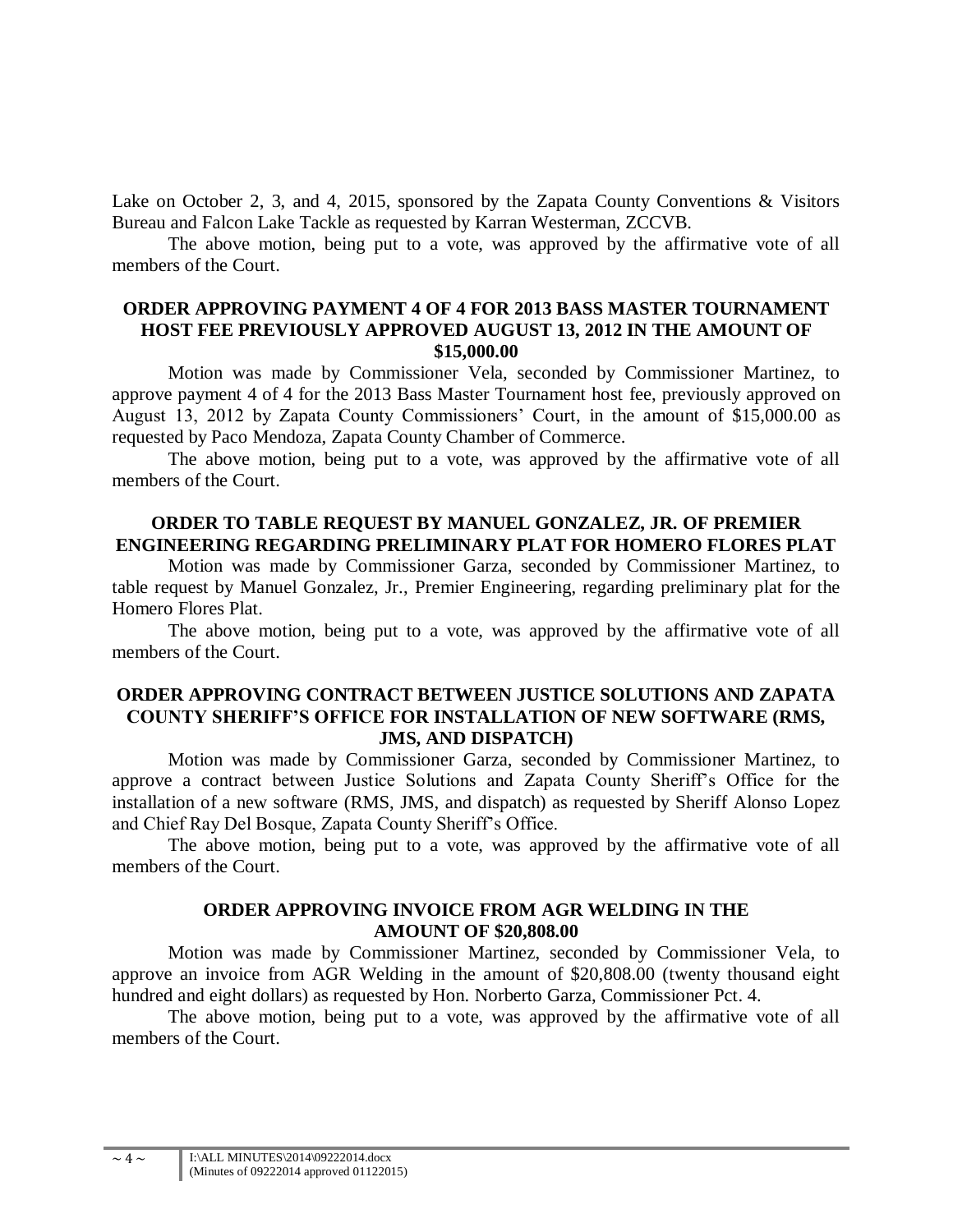Lake on October 2, 3, and 4, 2015, sponsored by the Zapata County Conventions & Visitors Bureau and Falcon Lake Tackle as requested by Karran Westerman, ZCCVB.

The above motion, being put to a vote, was approved by the affirmative vote of all members of the Court.

**ORDER APPROVING PAYMENT 4 OF 4 FOR 2013 BASS MASTER TOURNAMENT HOST FEE PREVIOUSLY APPROVED AUGUST 13, 2012 IN THE AMOUNT OF $15,000.00**

Motion was made by Commissioner Vela, seconded by Commissioner Martinez, to approve payment 4 of 4 for the 2013 Bass Master Tournament host fee, previously approved on August 13, 2012 by Zapata County Commissioners' Court, in the amount of $15,000.00 as requested by Paco Mendoza, Zapata County Chamber of Commerce.

The above motion, being put to a vote, was approved by the affirmative vote of all members of the Court.

**ORDER TO TABLE REQUEST BY MANUEL GONZALEZ, JR. OF PREMIER ENGINEERING REGARDING PRELIMINARY PLAT FOR HOMERO FLORES PLAT**

Motion was made by Commissioner Garza, seconded by Commissioner Martinez, to table request by Manuel Gonzalez, Jr., Premier Engineering, regarding preliminary plat for the Homero Flores Plat.

The above motion, being put to a vote, was approved by the affirmative vote of all members of the Court.

**ORDER APPROVING CONTRACT BETWEEN JUSTICE SOLUTIONS AND ZAPATA COUNTY SHERIFF'S OFFICE FOR INSTALLATION OF NEW SOFTWARE (RMS, JMS, AND DISPATCH)**

Motion was made by Commissioner Garza, seconded by Commissioner Martinez, to approve a contract between Justice Solutions and Zapata County Sheriff's Office for the installation of a new software (RMS, JMS, and dispatch) as requested by Sheriff Alonso Lopez and Chief Ray Del Bosque, Zapata County Sheriff's Office.

The above motion, being put to a vote, was approved by the affirmative vote of all members of the Court.

**ORDER APPROVING INVOICE FROM AGR WELDING IN THE AMOUNT OF $20,808.00**

Motion was made by Commissioner Martinez, seconded by Commissioner Vela, to approve an invoice from AGR Welding in the amount of $20,808.00 (twenty thousand eight hundred and eight dollars) as requested by Hon. Norberto Garza, Commissioner Pct. 4.

The above motion, being put to a vote, was approved by the affirmative vote of all members of the Court.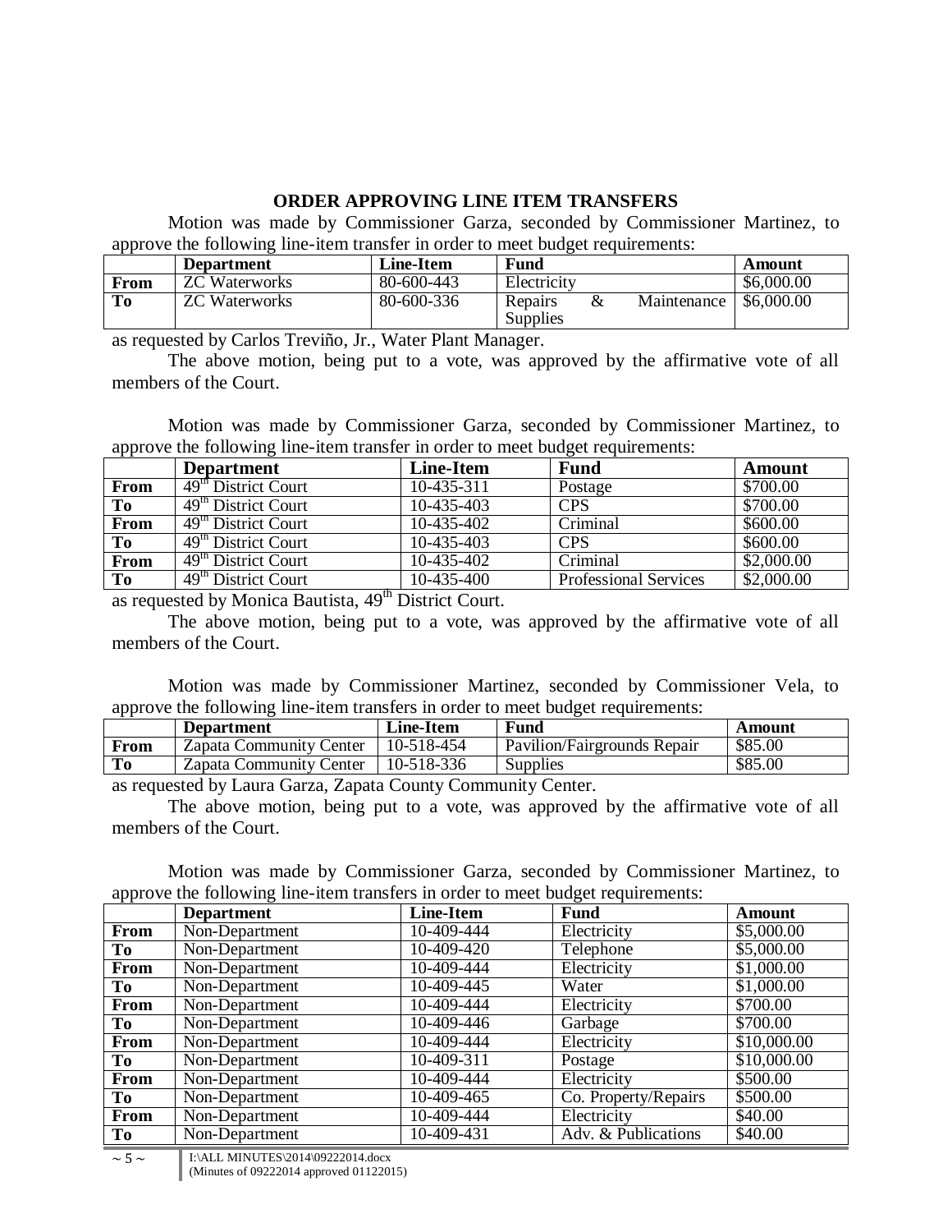## ORDER APPROVING LINE ITEM TRANSFERS

Motion was made by Commissioner Garza, seconded by Commissioner Martinez, to approve the following line-item transfer in order to meet budget requirements:

| | Department | Line-Item | Fund | Amount |
|---|---|---|---|---|
| From | ZC Waterworks | 80-600-443 | Electricity | $6,000.00 |
| To | ZC Waterworks | 80-600-336 | Repairs & Maintenance Supplies | $6,000.00 |

as requested by Carlos Treviño, Jr., Water Plant Manager.

The above motion, being put to a vote, was approved by the affirmative vote of all members of the Court.

Motion was made by Commissioner Garza, seconded by Commissioner Martinez, to approve the following line-item transfer in order to meet budget requirements:

| | Department | Line-Item | Fund | Amount |
|---|---|---|---|---|
| From | 49th District Court | 10-435-311 | Postage | $700.00 |
| To | 49th District Court | 10-435-403 | CPS | $700.00 |
| From | 49th District Court | 10-435-402 | Criminal | $600.00 |
| To | 49th District Court | 10-435-403 | CPS | $600.00 |
| From | 49th District Court | 10-435-402 | Criminal | $2,000.00 |
| To | 49th District Court | 10-435-400 | Professional Services | $2,000.00 |

as requested by Monica Bautista, 49th District Court.

The above motion, being put to a vote, was approved by the affirmative vote of all members of the Court.

Motion was made by Commissioner Martinez, seconded by Commissioner Vela, to approve the following line-item transfers in order to meet budget requirements:

| | Department | Line-Item | Fund | Amount |
|---|---|---|---|---|
| From | Zapata Community Center | 10-518-454 | Pavilion/Fairgrounds Repair | $85.00 |
| To | Zapata Community Center | 10-518-336 | Supplies | $85.00 |

as requested by Laura Garza, Zapata County Community Center.

The above motion, being put to a vote, was approved by the affirmative vote of all members of the Court.

Motion was made by Commissioner Garza, seconded by Commissioner Martinez, to approve the following line-item transfers in order to meet budget requirements:

| | Department | Line-Item | Fund | Amount |
|---|---|---|---|---|
| From | Non-Department | 10-409-444 | Electricity | $5,000.00 |
| To | Non-Department | 10-409-420 | Telephone | $5,000.00 |
| From | Non-Department | 10-409-444 | Electricity | $1,000.00 |
| To | Non-Department | 10-409-445 | Water | $1,000.00 |
| From | Non-Department | 10-409-444 | Electricity | $700.00 |
| To | Non-Department | 10-409-446 | Garbage | $700.00 |
| From | Non-Department | 10-409-444 | Electricity | $10,000.00 |
| To | Non-Department | 10-409-311 | Postage | $10,000.00 |
| From | Non-Department | 10-409-444 | Electricity | $500.00 |
| To | Non-Department | 10-409-465 | Co. Property/Repairs | $500.00 |
| From | Non-Department | 10-409-444 | Electricity | $40.00 |
| To | Non-Department | 10-409-431 | Adv. & Publications | $40.00 |

I:\ALL MINUTES\2014\09222014.docx
(Minutes of 09222014 approved 01122015)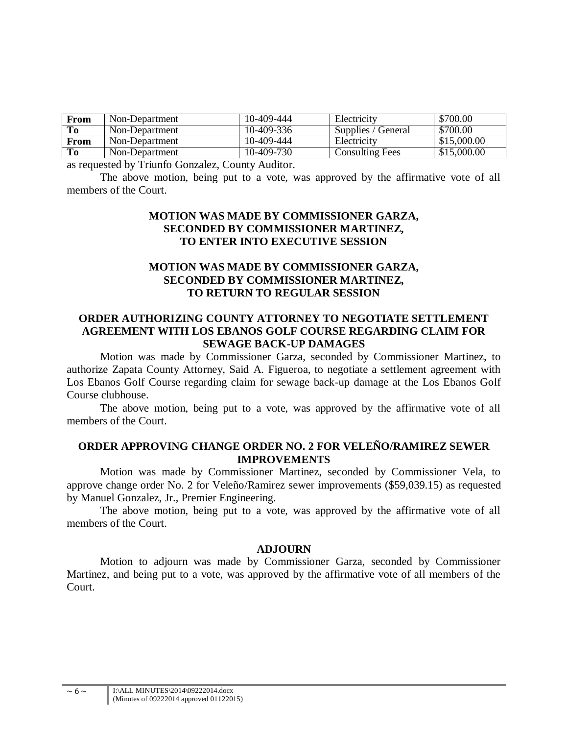| From | Non-Department | 10-409-444 | Electricity | $700.00 |
|---|---|---|---|---|
| To | Non-Department | 10-409-336 | Supplies / General | $700.00 |
| From | Non-Department | 10-409-444 | Electricity | $15,000.00 |
| To | Non-Department | 10-409-730 | Consulting Fees | $15,000.00 |

as requested by Triunfo Gonzalez, County Auditor.

The above motion, being put to a vote, was approved by the affirmative vote of all members of the Court.

**MOTION WAS MADE BY COMMISSIONER GARZA, SECONDED BY COMMISSIONER MARTINEZ, TO ENTER INTO EXECUTIVE SESSION**

**MOTION WAS MADE BY COMMISSIONER GARZA, SECONDED BY COMMISSIONER MARTINEZ, TO RETURN TO REGULAR SESSION**

**ORDER AUTHORIZING COUNTY ATTORNEY TO NEGOTIATE SETTLEMENT AGREEMENT WITH LOS EBANOS GOLF COURSE REGARDING CLAIM FOR SEWAGE BACK-UP DAMAGES**

Motion was made by Commissioner Garza, seconded by Commissioner Martinez, to authorize Zapata County Attorney, Said A. Figueroa, to negotiate a settlement agreement with Los Ebanos Golf Course regarding claim for sewage back-up damage at the Los Ebanos Golf Course clubhouse.

The above motion, being put to a vote, was approved by the affirmative vote of all members of the Court.

**ORDER APPROVING CHANGE ORDER NO. 2 FOR VELEÑO/RAMIREZ SEWER IMPROVEMENTS**

Motion was made by Commissioner Martinez, seconded by Commissioner Vela, to approve change order No. 2 for Veleño/Ramirez sewer improvements ($59,039.15) as requested by Manuel Gonzalez, Jr., Premier Engineering.

The above motion, being put to a vote, was approved by the affirmative vote of all members of the Court.

**ADJOURN**

Motion to adjourn was made by Commissioner Garza, seconded by Commissioner Martinez, and being put to a vote, was approved by the affirmative vote of all members of the Court.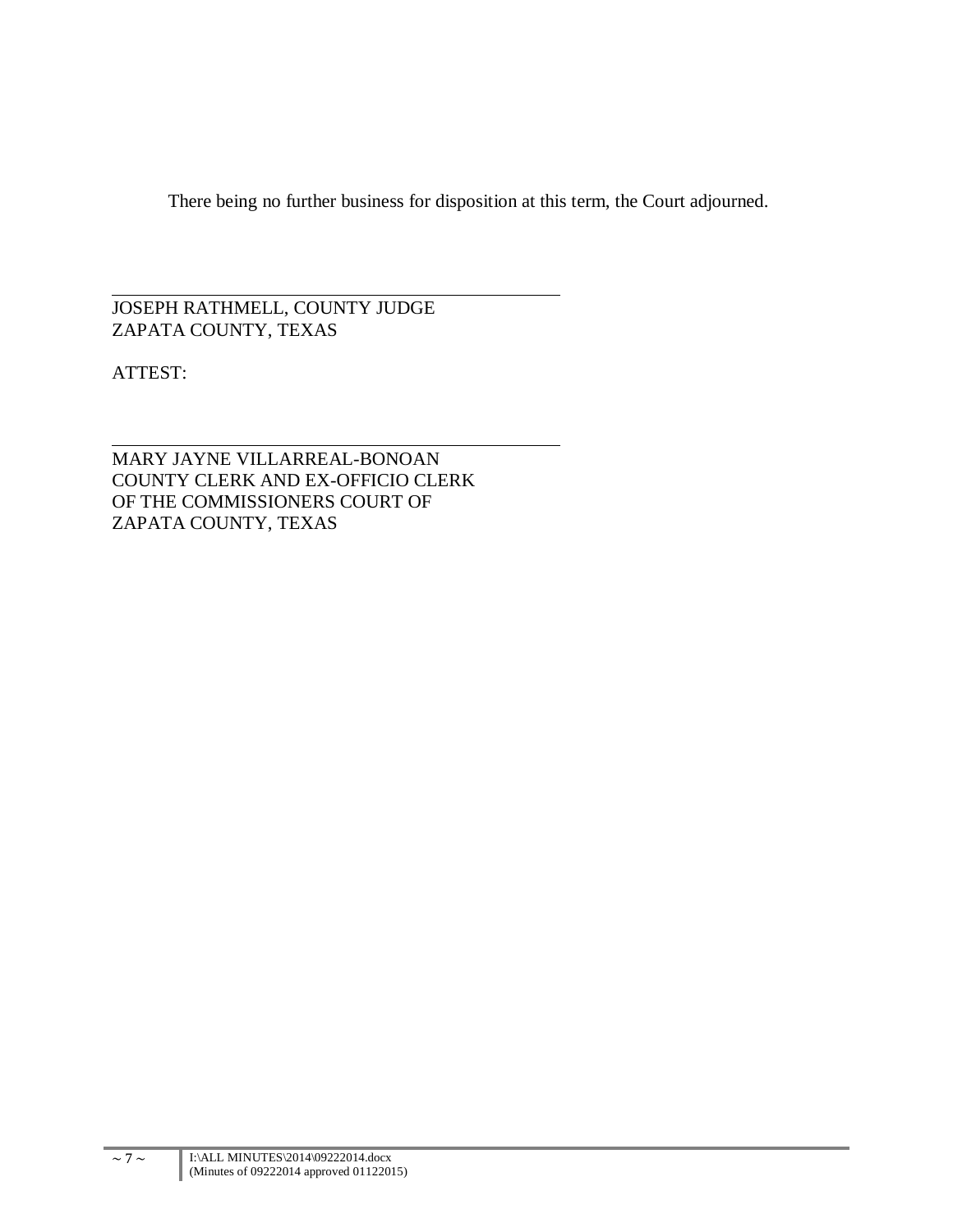There being no further business for disposition at this term, the Court adjourned.

\_\_\_\_\_\_\_\_\_\_\_\_\_\_\_\_\_\_\_\_\_\_\_\_\_\_\_\_\_\_\_\_\_\_\_\_\_\_\_\_

JOSEPH RATHMELL, COUNTY JUDGE
ZAPATA COUNTY, TEXAS

ATTEST:

\_\_\_\_\_\_\_\_\_\_\_\_\_\_\_\_\_\_\_\_\_\_\_\_\_\_\_\_\_\_\_\_\_\_\_\_\_\_\_\_

MARY JAYNE VILLARREAL-BONOAN
COUNTY CLERK AND EX-OFFICIO CLERK
OF THE COMMISSIONERS COURT OF
ZAPATA COUNTY, TEXAS